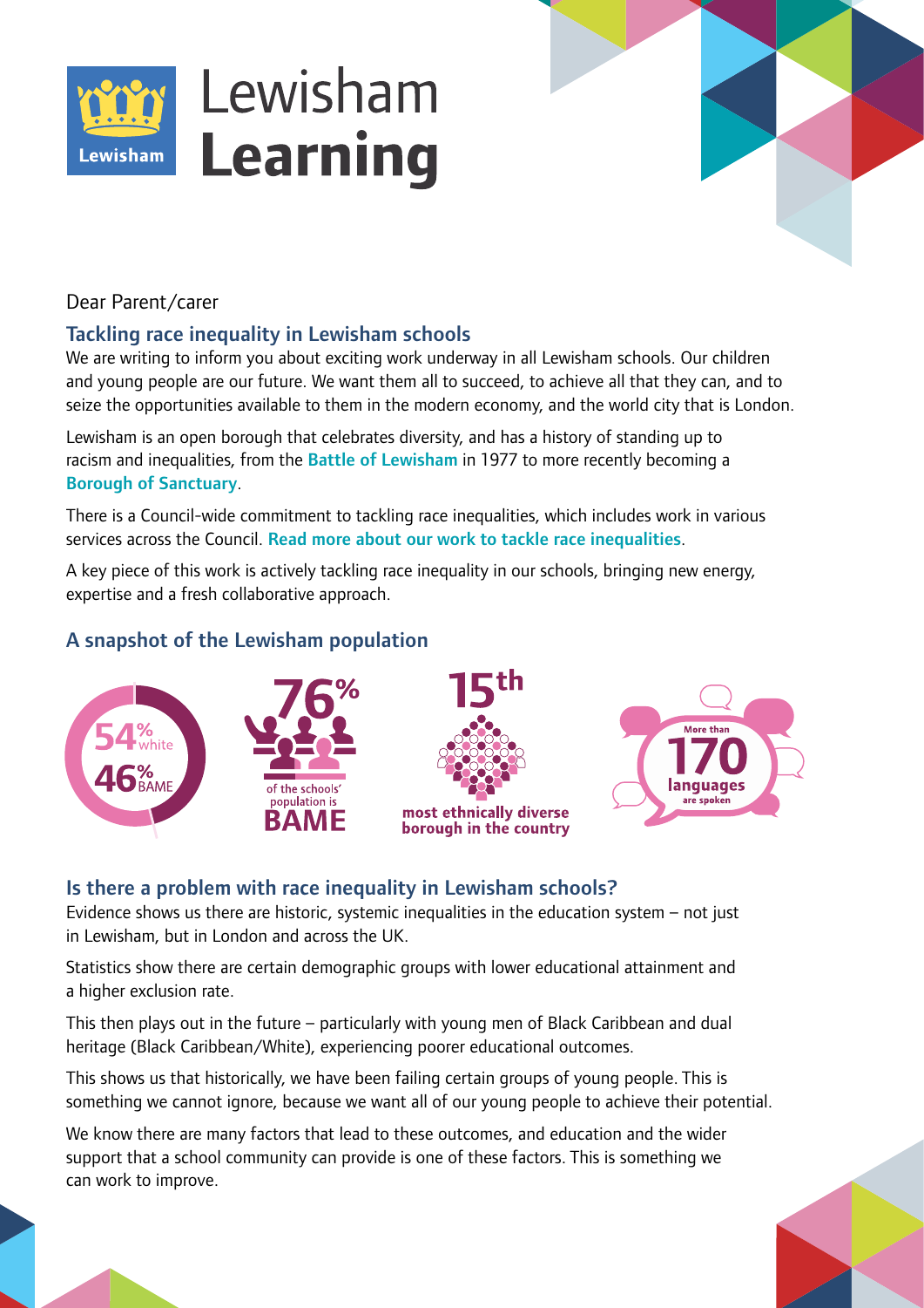# Lewisham **Learning**

Dear Parent/carer

## Tackling race inequality in Lewisham schools

We are writing to inform you about exciting work underway in all Lewisham schools. Our children and young people are our future. We want them all to succeed, to achieve all that they can, and to seize the opportunities available to them in the modern economy, and the world city that is London.

Lewisham is an open borough that celebrates diversity, and has a history of standing up to racism and inequalities, from the **Battle of Lewisham** in 1977 to more recently becoming a **Borough of Sanctuary**.

There is a Council-wide commitment to tackling race inequalities, which includes work in various services across the Council. **Read more about our work to tackle race inequalities**.

A key piece of this work is actively tackling race inequality in our schools, bringing new energy, expertise and a fresh collaborative approach.

## A snapshot of the Lewisham population

- 54% white, 46% BAME
- 76% of the schools' population is BAME
- 15th most ethnically diverse borough in the country
- More than 170 languages are spoken

## Is there a problem with race inequality in Lewisham schools?

Evidence shows us there are historic, systemic inequalities in the education system – not just in Lewisham, but in London and across the UK.

Statistics show there are certain demographic groups with lower educational attainment and a higher exclusion rate.

This then plays out in the future – particularly with young men of Black Caribbean and dual heritage (Black Caribbean/White), experiencing poorer educational outcomes.

This shows us that historically, we have been failing certain groups of young people. This is something we cannot ignore, because we want all of our young people to achieve their potential.

We know there are many factors that lead to these outcomes, and education and the wider support that a school community can provide is one of these factors. This is something we can work to improve.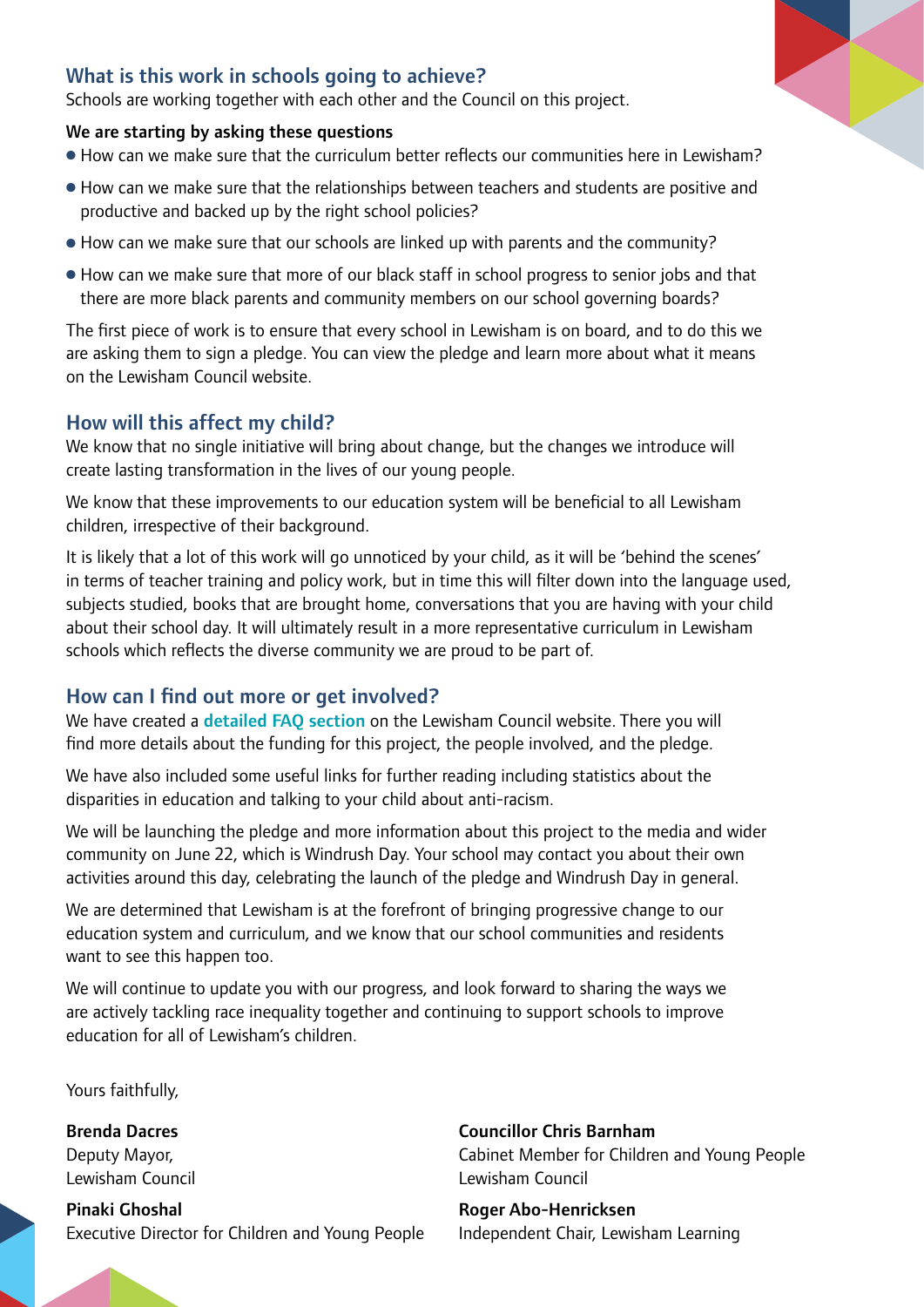## What is this work in schools going to achieve?

Schools are working together with each other and the Council on this project.

**We are starting by asking these questions**

- How can we make sure that the curriculum better reflects our communities here in Lewisham?
- How can we make sure that the relationships between teachers and students are positive and productive and backed up by the right school policies?
- How can we make sure that our schools are linked up with parents and the community?
- How can we make sure that more of our black staff in school progress to senior jobs and that there are more black parents and community members on our school governing boards?

The first piece of work is to ensure that every school in Lewisham is on board, and to do this we are asking them to sign a pledge. You can view the pledge and learn more about what it means on the Lewisham Council website.

## How will this affect my child?

We know that no single initiative will bring about change, but the changes we introduce will create lasting transformation in the lives of our young people.

We know that these improvements to our education system will be beneficial to all Lewisham children, irrespective of their background.

It is likely that a lot of this work will go unnoticed by your child, as it will be 'behind the scenes' in terms of teacher training and policy work, but in time this will filter down into the language used, subjects studied, books that are brought home, conversations that you are having with your child about their school day. It will ultimately result in a more representative curriculum in Lewisham schools which reflects the diverse community we are proud to be part of.

## How can I find out more or get involved?

We have created a **detailed FAQ section** on the Lewisham Council website. There you will find more details about the funding for this project, the people involved, and the pledge.

We have also included some useful links for further reading including statistics about the disparities in education and talking to your child about anti-racism.

We will be launching the pledge and more information about this project to the media and wider community on June 22, which is Windrush Day. Your school may contact you about their own activities around this day, celebrating the launch of the pledge and Windrush Day in general.

We are determined that Lewisham is at the forefront of bringing progressive change to our education system and curriculum, and we know that our school communities and residents want to see this happen too.

We will continue to update you with our progress, and look forward to sharing the ways we are actively tackling race inequality together and continuing to support schools to improve education for all of Lewisham's children.

Yours faithfully,

**Brenda Dacres**
Deputy Mayor,
Lewisham Council

**Councillor Chris Barnham**
Cabinet Member for Children and Young People
Lewisham Council

**Pinaki Ghoshal**
Executive Director for Children and Young People

**Roger Abo-Henricksen**
Independent Chair, Lewisham Learning